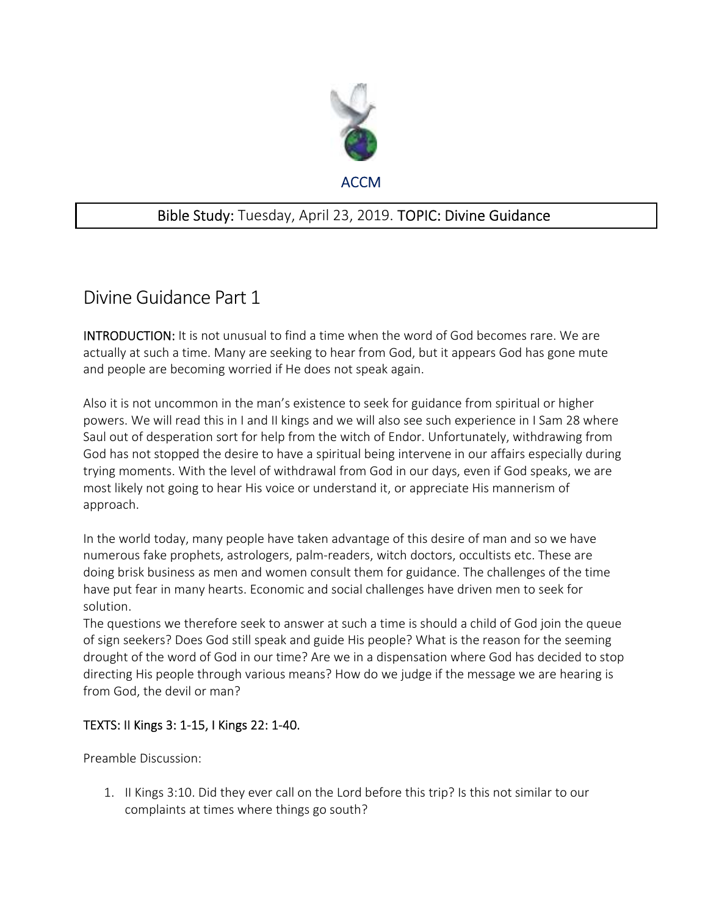ACCM

**Bible Study:** Tuesday, April 23, 2019. **TOPIC: Divine Guidance**

# Divine Guidance Part 1

**INTRODUCTION:** It is not unusual to find a time when the word of God becomes rare. We are actually at such a time. Many are seeking to hear from God, but it appears God has gone mute and people are becoming worried if He does not speak again.

Also it is not uncommon in the man's existence to seek for guidance from spiritual or higher powers. We will read this in I and II kings and we will also see such experience in I Sam 28 where Saul out of desperation sort for help from the witch of Endor. Unfortunately, withdrawing from God has not stopped the desire to have a spiritual being intervene in our affairs especially during trying moments. With the level of withdrawal from God in our days, even if God speaks, we are most likely not going to hear His voice or understand it, or appreciate His mannerism of approach.

In the world today, many people have taken advantage of this desire of man and so we have numerous fake prophets, astrologers, palm-readers, witch doctors, occultists etc. These are doing brisk business as men and women consult them for guidance. The challenges of the time have put fear in many hearts. Economic and social challenges have driven men to seek for solution.
The questions we therefore seek to answer at such a time is should a child of God join the queue of sign seekers? Does God still speak and guide His people? What is the reason for the seeming drought of the word of God in our time? Are we in a dispensation where God has decided to stop directing His people through various means? How do we judge if the message we are hearing is from God, the devil or man?

**TEXTS: II Kings 3: 1-15, I Kings 22: 1-40.**

Preamble Discussion:

1. II Kings 3:10. Did they ever call on the Lord before this trip? Is this not similar to our complaints at times where things go south?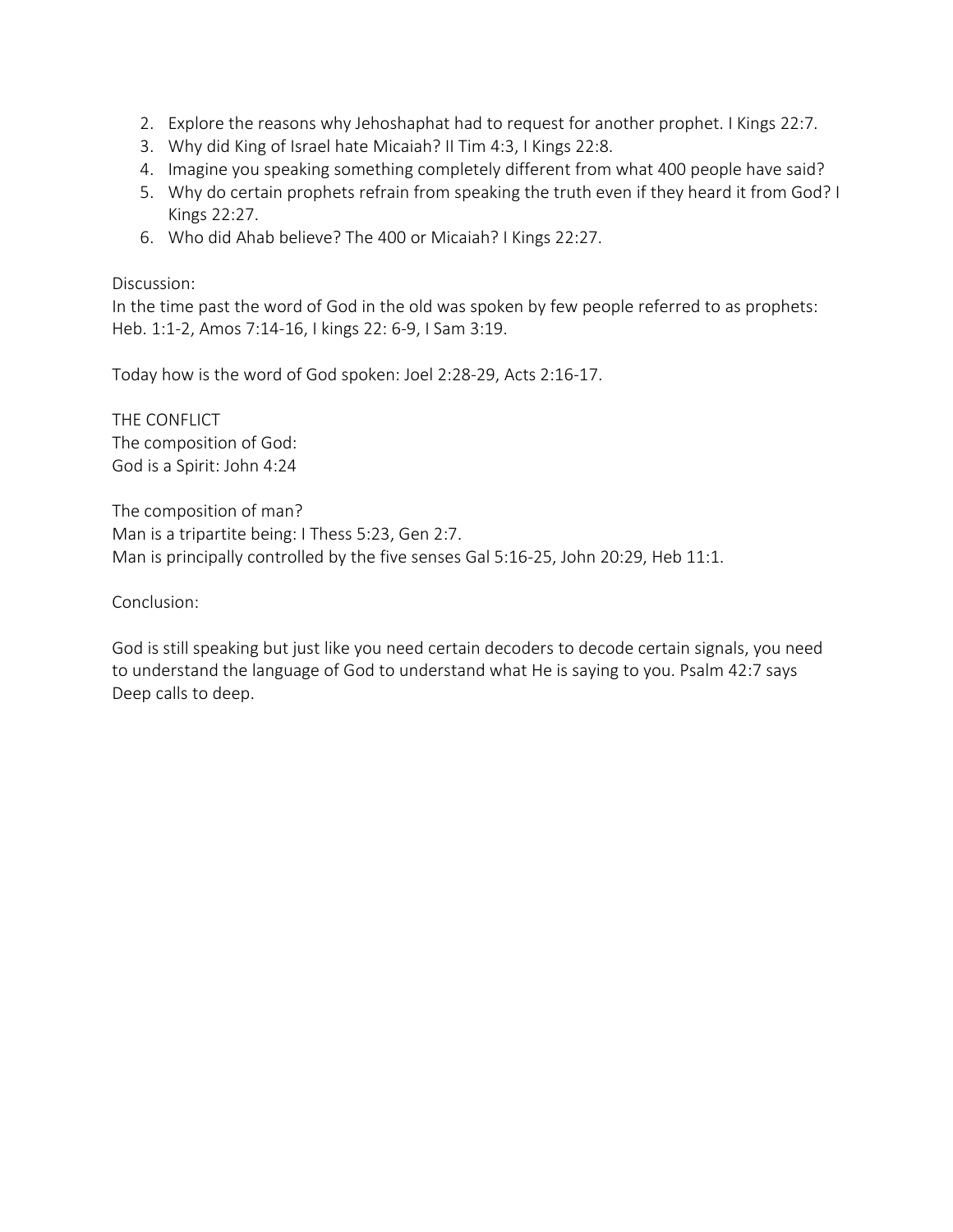2. Explore the reasons why Jehoshaphat had to request for another prophet. I Kings 22:7.
3. Why did King of Israel hate Micaiah? II Tim 4:3, I Kings 22:8.
4. Imagine you speaking something completely different from what 400 people have said?
5. Why do certain prophets refrain from speaking the truth even if they heard it from God? I Kings 22:27.
6. Who did Ahab believe? The 400 or Micaiah? I Kings 22:27.

Discussion:

In the time past the word of God in the old was spoken by few people referred to as prophets: Heb. 1:1-2, Amos 7:14-16, I kings 22: 6-9, I Sam 3:19.

Today how is the word of God spoken: Joel 2:28-29, Acts 2:16-17.

THE CONFLICT

The composition of God:

God is a Spirit: John 4:24

The composition of man?

Man is a tripartite being: I Thess 5:23, Gen 2:7.

Man is principally controlled by the five senses Gal 5:16-25, John 20:29, Heb 11:1.

Conclusion:

God is still speaking but just like you need certain decoders to decode certain signals, you need to understand the language of God to understand what He is saying to you. Psalm 42:7 says Deep calls to deep.